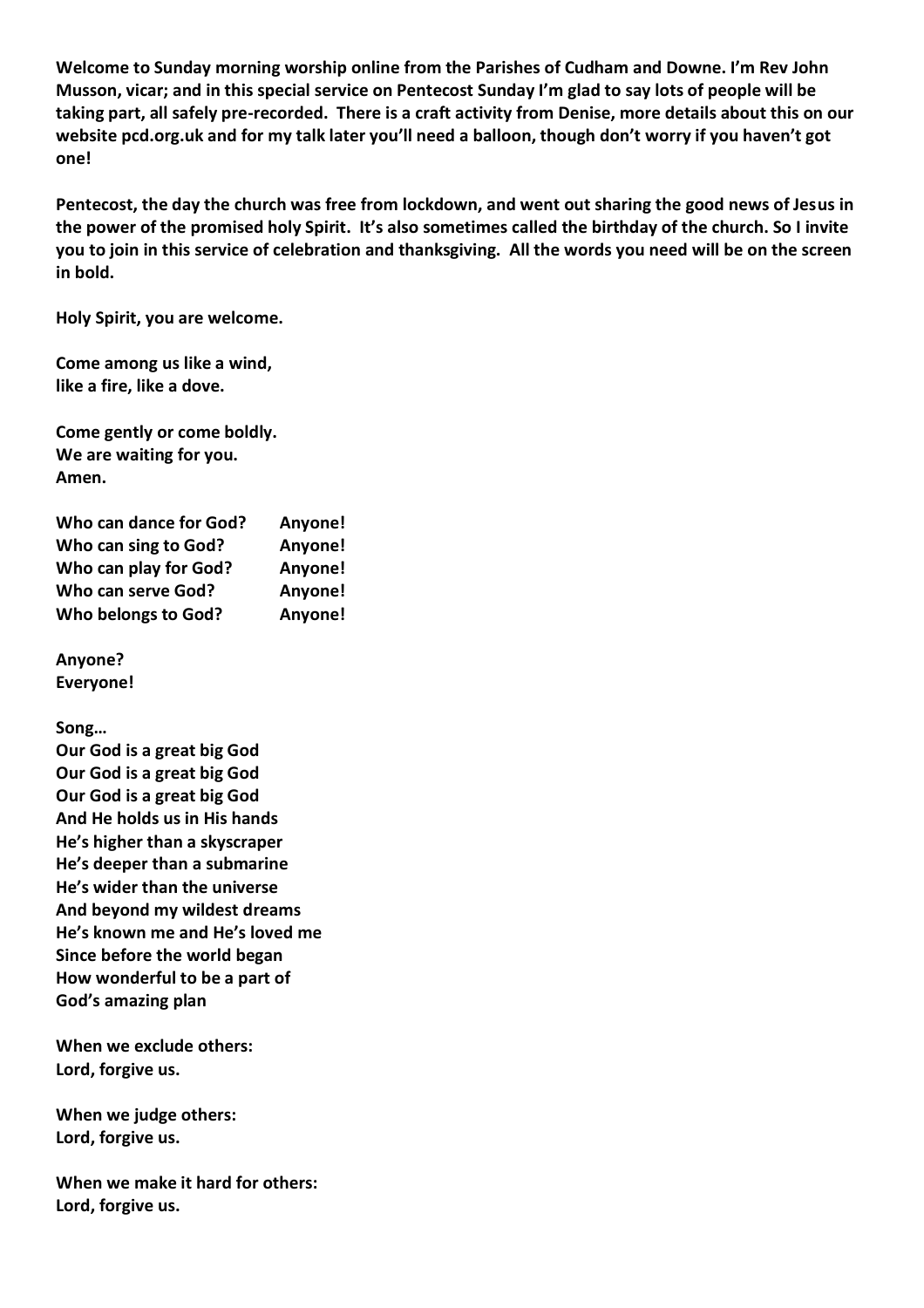**Welcome to Sunday morning worship online from the Parishes of Cudham and Downe. I'm Rev John Musson, vicar; and in this special service on Pentecost Sunday I'm glad to say lots of people will be taking part, all safely pre-recorded. There is a craft activity from Denise, more details about this on our website pcd.org.uk and for my talk later you'll need a balloon, though don't worry if you haven't got one!**

**Pentecost, the day the church was free from lockdown, and went out sharing the good news of Jesus in the power of the promised holy Spirit. It's also sometimes called the birthday of the church. So I invite you to join in this service of celebration and thanksgiving. All the words you need will be on the screen in bold.**

**Holy Spirit, you are welcome.**

**Come among us like a wind,**
**like a fire, like a dove.**

**Come gently or come boldly.**
**We are waiting for you.**
**Amen.**

| **Who can dance for God?** | **Anyone!** |
|---|---|
| **Who can sing to God?** | **Anyone!** |
| **Who can play for God?** | **Anyone!** |
| **Who can serve God?** | **Anyone!** |
| **Who belongs to God?** | **Anyone!** |

**Anyone?**
**Everyone!**

**Song…**
**Our God is a great big God**
**Our God is a great big God**
**Our God is a great big God**
**And He holds us in His hands**
**He's higher than a skyscraper**
**He's deeper than a submarine**
**He's wider than the universe**
**And beyond my wildest dreams**
**He's known me and He's loved me**
**Since before the world began**
**How wonderful to be a part of**
**God's amazing plan**

**When we exclude others:**
**Lord, forgive us.**

**When we judge others:**
**Lord, forgive us.**

**When we make it hard for others:**
**Lord, forgive us.**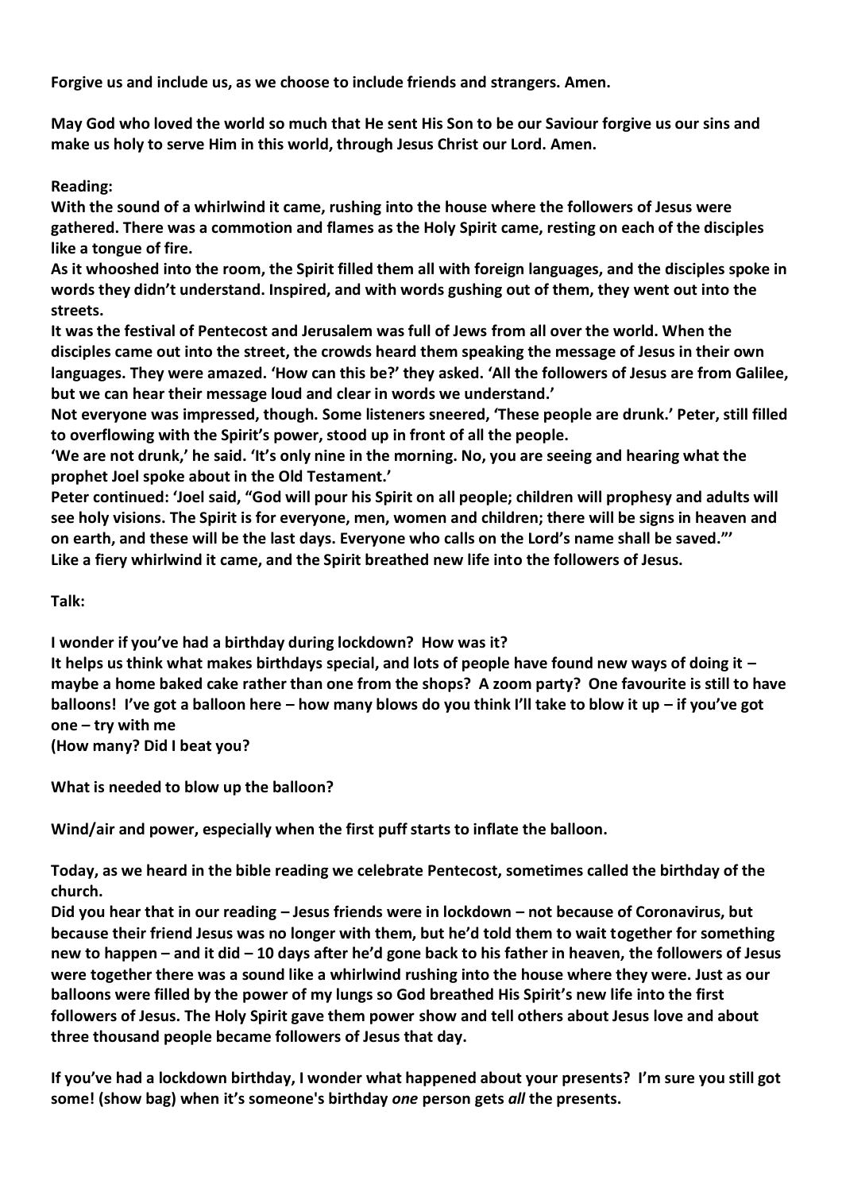**Forgive us and include us, as we choose to include friends and strangers. Amen.**

**May God who loved the world so much that He sent His Son to be our Saviour forgive us our sins and make us holy to serve Him in this world, through Jesus Christ our Lord. Amen.**

**Reading:**

**With the sound of a whirlwind it came, rushing into the house where the followers of Jesus were gathered. There was a commotion and flames as the Holy Spirit came, resting on each of the disciples like a tongue of fire.**

**As it whooshed into the room, the Spirit filled them all with foreign languages, and the disciples spoke in words they didn't understand. Inspired, and with words gushing out of them, they went out into the streets.**

**It was the festival of Pentecost and Jerusalem was full of Jews from all over the world. When the disciples came out into the street, the crowds heard them speaking the message of Jesus in their own languages. They were amazed. 'How can this be?' they asked. 'All the followers of Jesus are from Galilee, but we can hear their message loud and clear in words we understand.'**

**Not everyone was impressed, though. Some listeners sneered, 'These people are drunk.' Peter, still filled to overflowing with the Spirit's power, stood up in front of all the people.**

**'We are not drunk,' he said. 'It's only nine in the morning. No, you are seeing and hearing what the prophet Joel spoke about in the Old Testament.'**

**Peter continued: 'Joel said, "God will pour his Spirit on all people; children will prophesy and adults will see holy visions. The Spirit is for everyone, men, women and children; there will be signs in heaven and on earth, and these will be the last days. Everyone who calls on the Lord's name shall be saved."'**

**Like a fiery whirlwind it came, and the Spirit breathed new life into the followers of Jesus.**

**Talk:**

**I wonder if you've had a birthday during lockdown? How was it?**

**It helps us think what makes birthdays special, and lots of people have found new ways of doing it – maybe a home baked cake rather than one from the shops? A zoom party? One favourite is still to have balloons! I've got a balloon here – how many blows do you think I'll take to blow it up – if you've got one – try with me**

**(How many? Did I beat you?**

**What is needed to blow up the balloon?**

**Wind/air and power, especially when the first puff starts to inflate the balloon.**

**Today, as we heard in the bible reading we celebrate Pentecost, sometimes called the birthday of the church.**

**Did you hear that in our reading – Jesus friends were in lockdown – not because of Coronavirus, but because their friend Jesus was no longer with them, but he'd told them to wait together for something new to happen – and it did – 10 days after he'd gone back to his father in heaven, the followers of Jesus were together there was a sound like a whirlwind rushing into the house where they were. Just as our balloons were filled by the power of my lungs so God breathed His Spirit's new life into the first followers of Jesus. The Holy Spirit gave them power show and tell others about Jesus love and about three thousand people became followers of Jesus that day.**

**If you've had a lockdown birthday, I wonder what happened about your presents? I'm sure you still got some! (show bag) when it's someone's birthday *one* person gets *all* the presents.**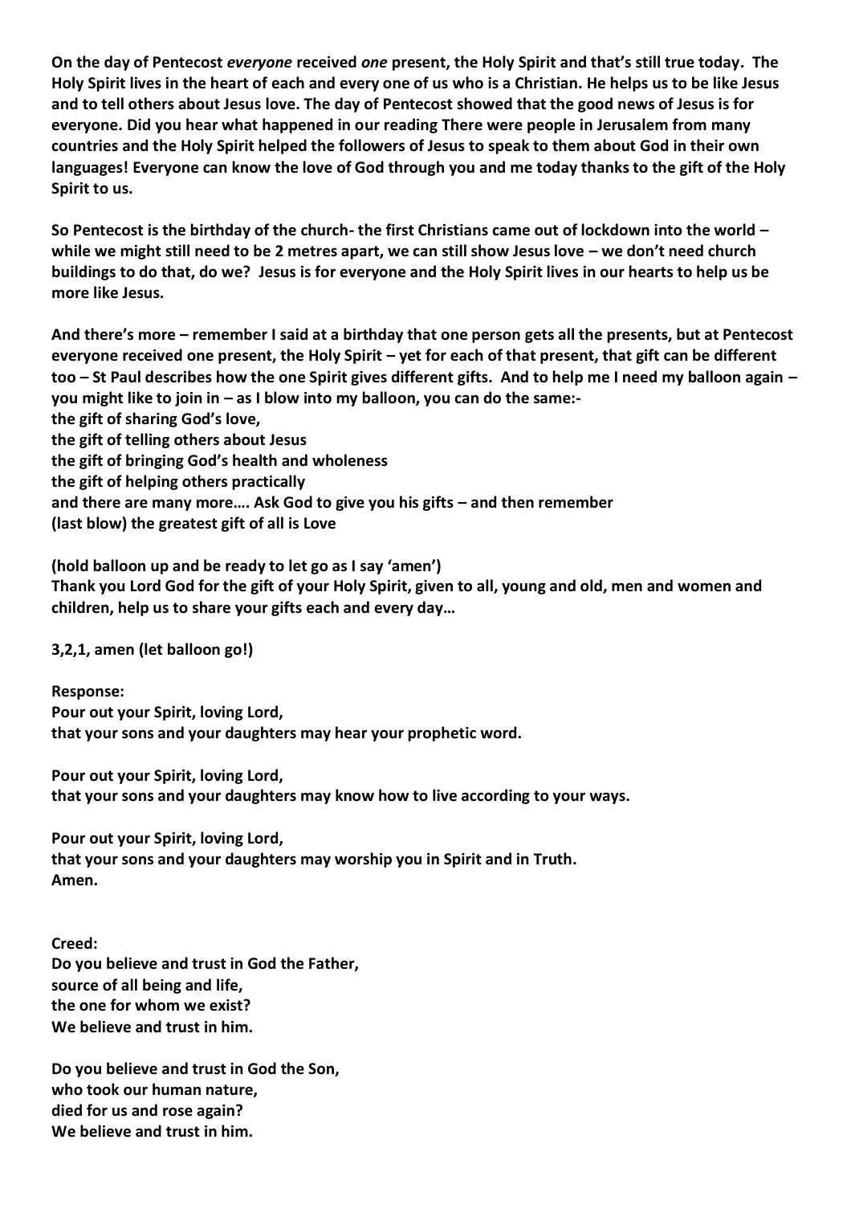**On the day of Pentecost *everyone* received *one* present, the Holy Spirit and that's still true today. The Holy Spirit lives in the heart of each and every one of us who is a Christian. He helps us to be like Jesus and to tell others about Jesus love. The day of Pentecost showed that the good news of Jesus is for everyone. Did you hear what happened in our reading There were people in Jerusalem from many countries and the Holy Spirit helped the followers of Jesus to speak to them about God in their own languages! Everyone can know the love of God through you and me today thanks to the gift of the Holy Spirit to us.**

**So Pentecost is the birthday of the church- the first Christians came out of lockdown into the world – while we might still need to be 2 metres apart, we can still show Jesus love – we don't need church buildings to do that, do we? Jesus is for everyone and the Holy Spirit lives in our hearts to help us be more like Jesus.**

**And there's more – remember I said at a birthday that one person gets all the presents, but at Pentecost everyone received one present, the Holy Spirit – yet for each of that present, that gift can be different too – St Paul describes how the one Spirit gives different gifts. And to help me I need my balloon again – you might like to join in – as I blow into my balloon, you can do the same:-**
**the gift of sharing God's love,**
**the gift of telling others about Jesus**
**the gift of bringing God's health and wholeness**
**the gift of helping others practically**
**and there are many more…. Ask God to give you his gifts – and then remember**
**(last blow) the greatest gift of all is Love**

**(hold balloon up and be ready to let go as I say 'amen')**
**Thank you Lord God for the gift of your Holy Spirit, given to all, young and old, men and women and children, help us to share your gifts each and every day…**

**3,2,1, amen (let balloon go!)**

**Response:**
**Pour out your Spirit, loving Lord,**
**that your sons and your daughters may hear your prophetic word.**

**Pour out your Spirit, loving Lord,**
**that your sons and your daughters may know how to live according to your ways.**

**Pour out your Spirit, loving Lord,**
**that your sons and your daughters may worship you in Spirit and in Truth.**
**Amen.**

**Creed:**
**Do you believe and trust in God the Father,**
**source of all being and life,**
**the one for whom we exist?**
**We believe and trust in him.**

**Do you believe and trust in God the Son,**
**who took our human nature,**
**died for us and rose again?**
**We believe and trust in him.**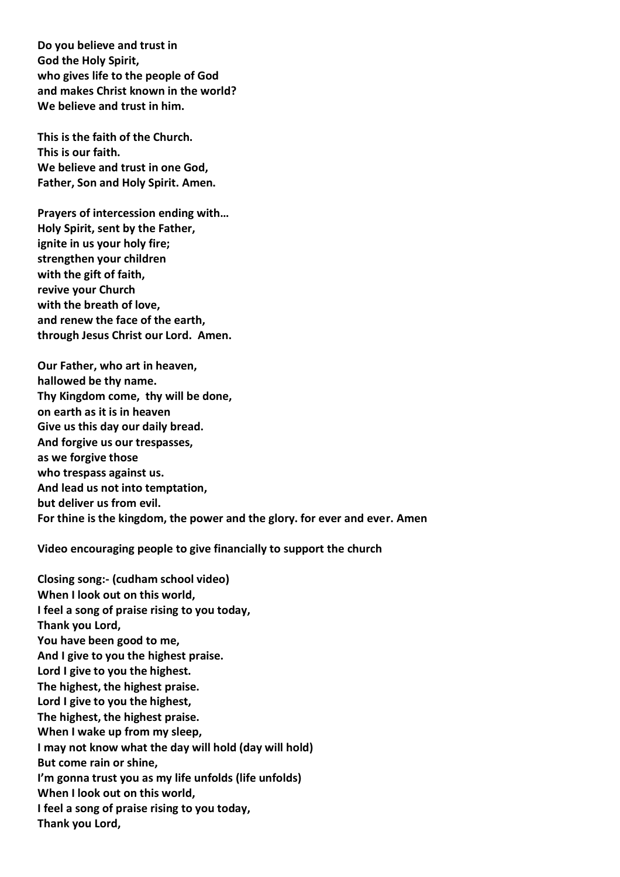**Do you believe and trust in**
**God the Holy Spirit,**
**who gives life to the people of God**
**and makes Christ known in the world?**
**We believe and trust in him.**

**This is the faith of the Church.**
**This is our faith.**
**We believe and trust in one God,**
**Father, Son and Holy Spirit. Amen.**

**Prayers of intercession ending with…**
**Holy Spirit, sent by the Father,**
**ignite in us your holy fire;**
**strengthen your children**
**with the gift of faith,**
**revive your Church**
**with the breath of love,**
**and renew the face of the earth,**
**through Jesus Christ our Lord. Amen.**

**Our Father, who art in heaven,**
**hallowed be thy name.**
**Thy Kingdom come, thy will be done,**
**on earth as it is in heaven**
**Give us this day our daily bread.**
**And forgive us our trespasses,**
**as we forgive those**
**who trespass against us.**
**And lead us not into temptation,**
**but deliver us from evil.**
**For thine is the kingdom, the power and the glory. for ever and ever. Amen**

**Video encouraging people to give financially to support the church**

**Closing song:- (cudham school video)**
**When I look out on this world,**
**I feel a song of praise rising to you today,**
**Thank you Lord,**
**You have been good to me,**
**And I give to you the highest praise.**
**Lord I give to you the highest.**
**The highest, the highest praise.**
**Lord I give to you the highest,**
**The highest, the highest praise.**
**When I wake up from my sleep,**
**I may not know what the day will hold (day will hold)**
**But come rain or shine,**
**I'm gonna trust you as my life unfolds (life unfolds)**
**When I look out on this world,**
**I feel a song of praise rising to you today,**
**Thank you Lord,**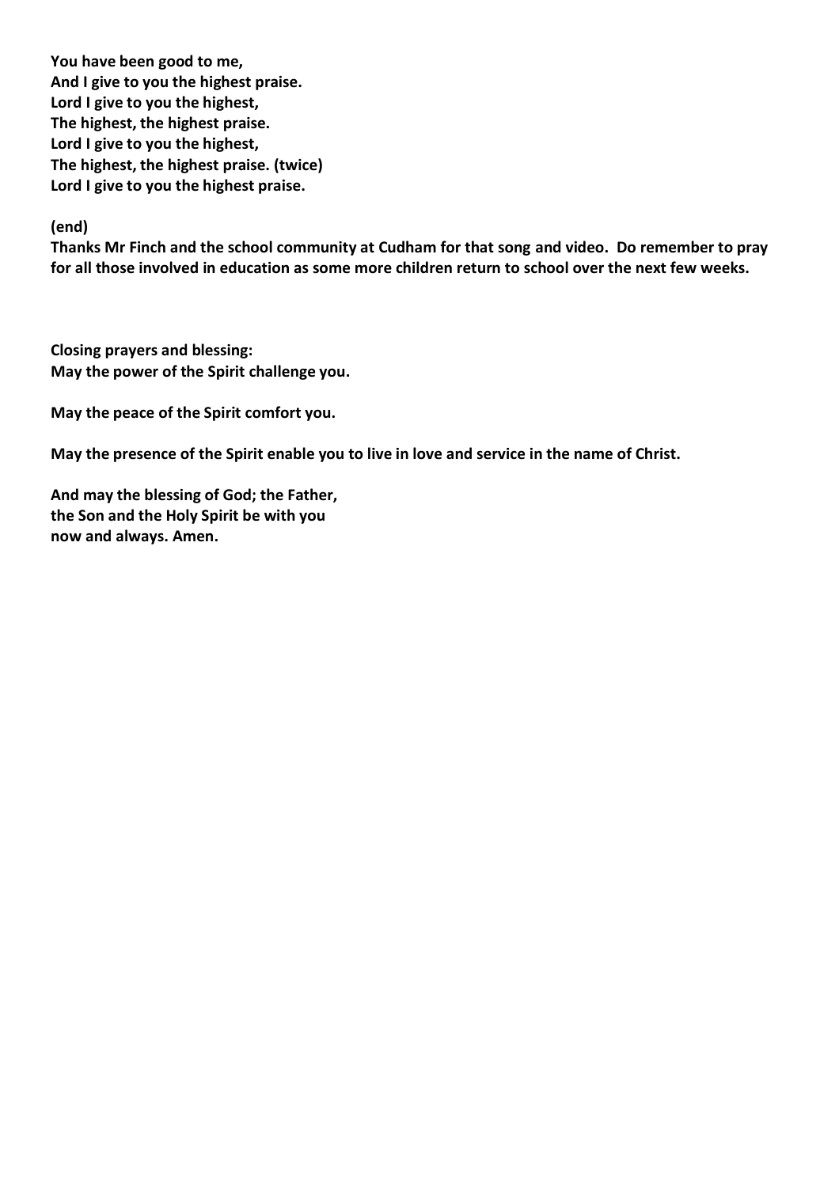**You have been good to me,**
**And I give to you the highest praise.**
**Lord I give to you the highest,**
**The highest, the highest praise.**
**Lord I give to you the highest,**
**The highest, the highest praise. (twice)**
**Lord I give to you the highest praise.**

**(end)**
**Thanks Mr Finch and the school community at Cudham for that song and video. Do remember to pray for all those involved in education as some more children return to school over the next few weeks.**

**Closing prayers and blessing:**
**May the power of the Spirit challenge you.**

**May the peace of the Spirit comfort you.**

**May the presence of the Spirit enable you to live in love and service in the name of Christ.**

**And may the blessing of God; the Father,**
**the Son and the Holy Spirit be with you**
**now and always. Amen.**